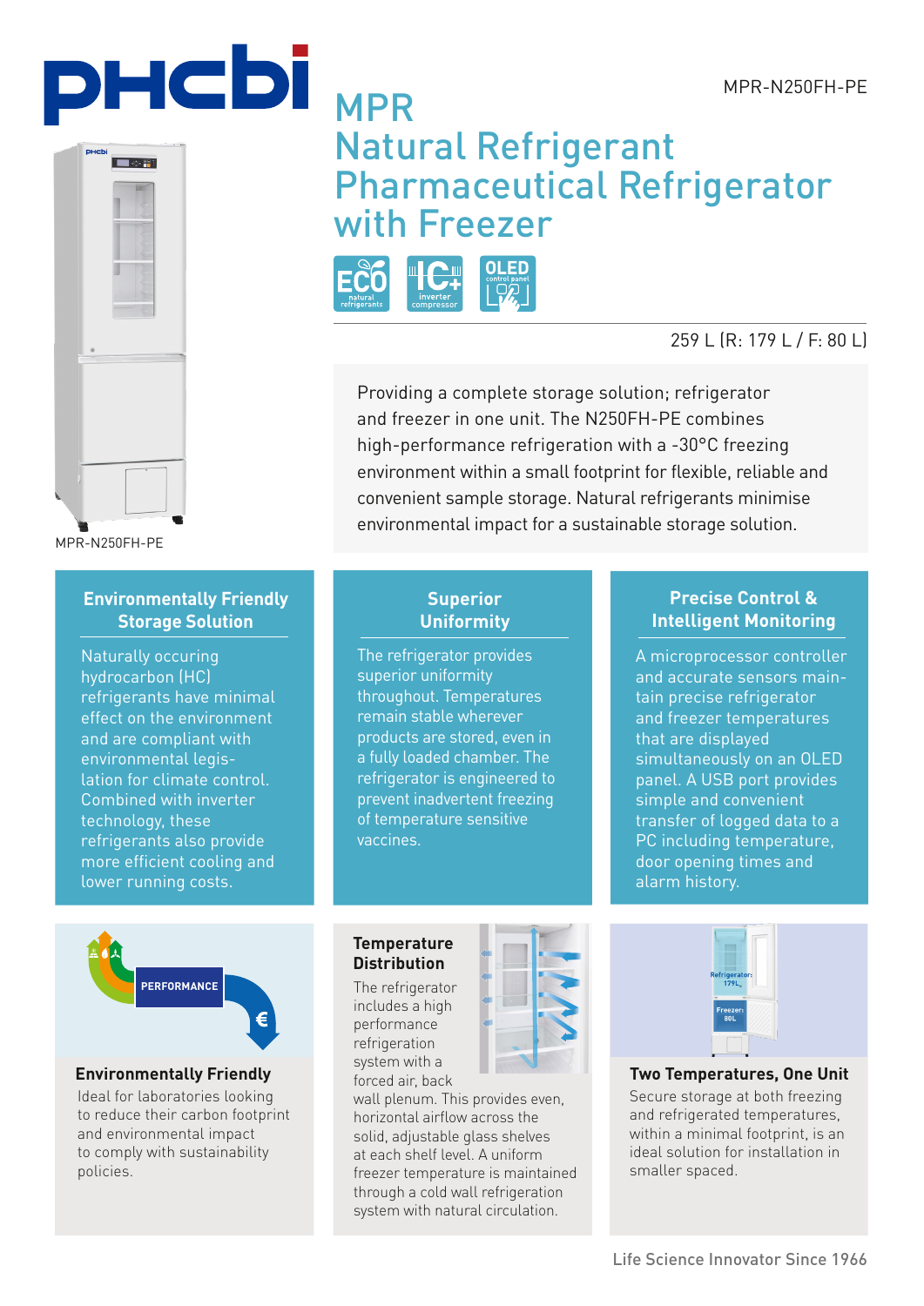MPR-N250FH-PE

# MPR Natural Refrigerant Pharmaceutical Refrigerator with Freezer

ECO natural refrigerants | IC+ inverter compressor | OLED control panel

259 L (R: 179 L / F: 80 L)

MPR-N250FH-PE

Providing a complete storage solution; refrigerator and freezer in one unit. The N250FH-PE combines high-performance refrigeration with a -30°C freezing environment within a small footprint for flexible, reliable and convenient sample storage. Natural refrigerants minimise environmental impact for a sustainable storage solution.

## Environmentally Friendly Storage Solution

Naturally occuring hydrocarbon (HC) refrigerants have minimal effect on the environment and are compliant with environmental legislation for climate control. Combined with inverter technology, these refrigerants also provide more efficient cooling and lower running costs.

## Superior Uniformity

The refrigerator provides superior uniformity throughout. Temperatures remain stable wherever products are stored, even in a fully loaded chamber. The refrigerator is engineered to prevent inadvertent freezing of temperature sensitive vaccines.

## Precise Control & Intelligent Monitoring

A microprocessor controller and accurate sensors maintain precise refrigerator and freezer temperatures that are displayed simultaneously on an OLED panel. A USB port provides simple and convenient transfer of logged data to a PC including temperature, door opening times and alarm history.

PERFORMANCE

€

### Environmentally Friendly

Ideal for laboratories looking to reduce their carbon footprint and environmental impact to comply with sustainability policies.

### Temperature Distribution

The refrigerator includes a high performance refrigeration system with a forced air, back wall plenum. This provides even, horizontal airflow across the solid, adjustable glass shelves at each shelf level. A uniform freezer temperature is maintained through a cold wall refrigeration system with natural circulation.

Refrigerator: 179L

Freezer: 80L

### Two Temperatures, One Unit

Secure storage at both freezing and refrigerated temperatures, within a minimal footprint, is an ideal solution for installation in smaller spaced.

Life Science Innovator Since 1966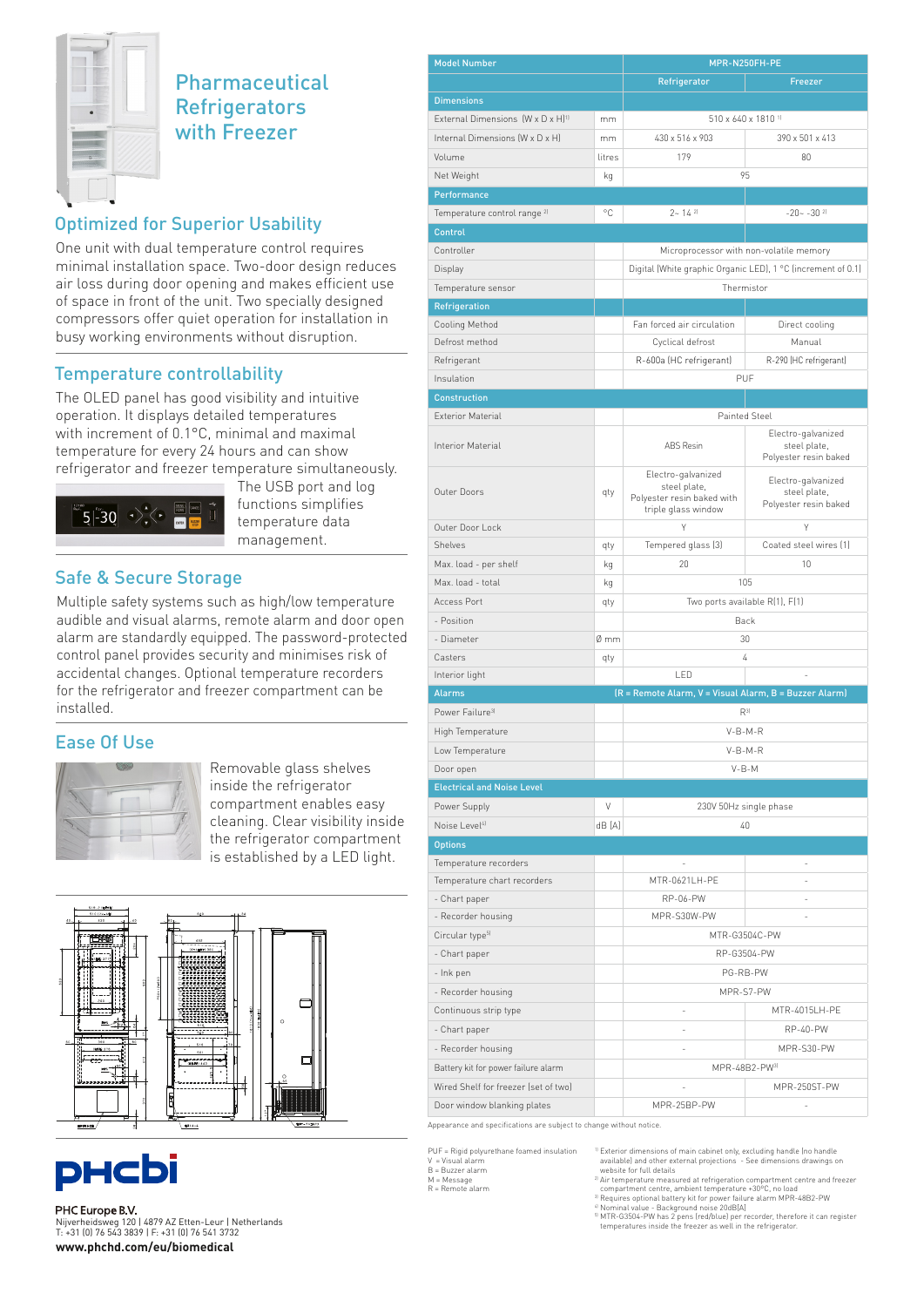# Pharmaceutical Refrigerators with Freezer

## Optimized for Superior Usability

One unit with dual temperature control requires minimal installation space. Two-door design reduces air loss during door opening and makes efficient use of space in front of the unit. Two specially designed compressors offer quiet operation for installation in busy working environments without disruption.

## Temperature controllability

The OLED panel has good visibility and intuitive operation. It displays detailed temperatures with increment of 0.1°C, minimal and maximal temperature for every 24 hours and can show refrigerator and freezer temperature simultaneously. The USB port and log functions simplifies temperature data management.

## Safe & Secure Storage

Multiple safety systems such as high/low temperature audible and visual alarms, remote alarm and door open alarm are standardly equipped. The password-protected control panel provides security and minimises risk of accidental changes. Optional temperature recorders for the refrigerator and freezer compartment can be installed.

## Ease Of Use

Removable glass shelves inside the refrigerator compartment enables easy cleaning. Clear visibility inside the refrigerator compartment is established by a LED light.

| Model Number | | MPR-N250FH-PE | |
|---|---|---|---|
| | | Refrigerator | Freezer |
| **Dimensions** | | | |
| External Dimensions (W x D x H)[1] | mm | 510 x 640 x 1810 [1] | |
| Internal Dimensions (W x D x H) | mm | 430 x 516 x 903 | 390 x 501 x 413 |
| Volume | litres | 179 | 80 |
| Net Weight | kg | 95 | |
| **Performance** | | | |
| Temperature control range [2] | °C | 2~ 14 [2] | -20~ -30 [2] |
| **Control** | | | |
| Controller | | Microprocessor with non-volatile memory | |
| Display | | Digital (White graphic Organic LED), 1 °C (increment of 0.1) | |
| Temperature sensor | | Thermistor | |
| **Refrigeration** | | | |
| Cooling Method | | Fan forced air circulation | Direct cooling |
| Defrost method | | Cyclical defrost | Manual |
| Refrigerant | | R-600a (HC refrigerant) | R-290 (HC refrigerant) |
| Insulation | | PUF | |
| **Construction** | | | |
| Exterior Material | | Painted Steel | |
| Interior Material | | ABS Resin | Electro-galvanized steel plate, Polyester resin baked |
| Outer Doors | qty | Electro-galvanized steel plate, Polyester resin baked with triple glass window | Electro-galvanized steel plate, Polyester resin baked |
| Outer Door Lock | | Y | Y |
| Shelves | qty | Tempered glass (3) | Coated steel wires (1) |
| Max. load - per shelf | kg | 20 | 10 |
| Max. load - total | kg | 105 | |
| Access Port | qty | Two ports available R(1), F(1) | |
| - Position | | Back | |
| - Diameter | Ø mm | 30 | |
| Casters | qty | 4 | |
| Interior light | | LED | - |
| **Alarms** | | (R = Remote Alarm, V = Visual Alarm, B = Buzzer Alarm) | |
| Power Failure[3] | | R[3] | |
| High Temperature | | V-B-M-R | |
| Low Temperature | | V-B-M-R | |
| Door open | | V-B-M | |
| **Electrical and Noise Level** | | | |
| Power Supply | V | 230V 50Hz single phase | |
| Noise Level[4] | dB (A) | 40 | |
| **Options** | | | |
| Temperature recorders | | - | - |
| Temperature chart recorders | | MTR-0621LH-PE | - |
| - Chart paper | | RP-06-PW | - |
| - Recorder housing | | MPR-S30W-PW | - |
| Circular type[5] | | MTR-G3504C-PW | |
| - Chart paper | | RP-G3504-PW | |
| - Ink pen | | PG-RB-PW | |
| - Recorder housing | | MPR-S7-PW | |
| Continuous strip type | | - | MTR-4015LH-PE |
| - Chart paper | | - | RP-40-PW |
| - Recorder housing | | - | MPR-S30-PW |
| Battery kit for power failure alarm | | MPR-48B2-PW[3] | |
| Wired Shelf for freezer (set of two) | | - | MPR-250ST-PW |
| Door window blanking plates | | MPR-25BP-PW | - |

Appearance and specifications are subject to change without notice.

PUF = Rigid polyurethane foamed insulation
V = Visual alarm
B = Buzzer alarm
M = Message
R = Remote alarm

[1] Exterior dimensions of main cabinet only, excluding handle (no handle available) and other external projections - See dimensions drawings on website for full details
[2] Air temperature measured at refrigeration compartment centre and freezer compartment centre, ambient temperature +30°C, no load
[3] Requires optional battery kit for power failure alarm MPR-48B2-PW
[4] Nominal value - Background noise 20dB(A)
[5] MTR-G3504-PW has 2 pens (red/blue) per recorder, therefore it can register temperatures inside the freezer as well in the refrigerator.

PHC Europe B.V.
Nijverheidsweg 120 | 4879 AZ Etten-Leur | Netherlands
T: +31 (0) 76 543 3839 | F: +31 (0) 76 541 3732
**www.phchd.com/eu/biomedical**